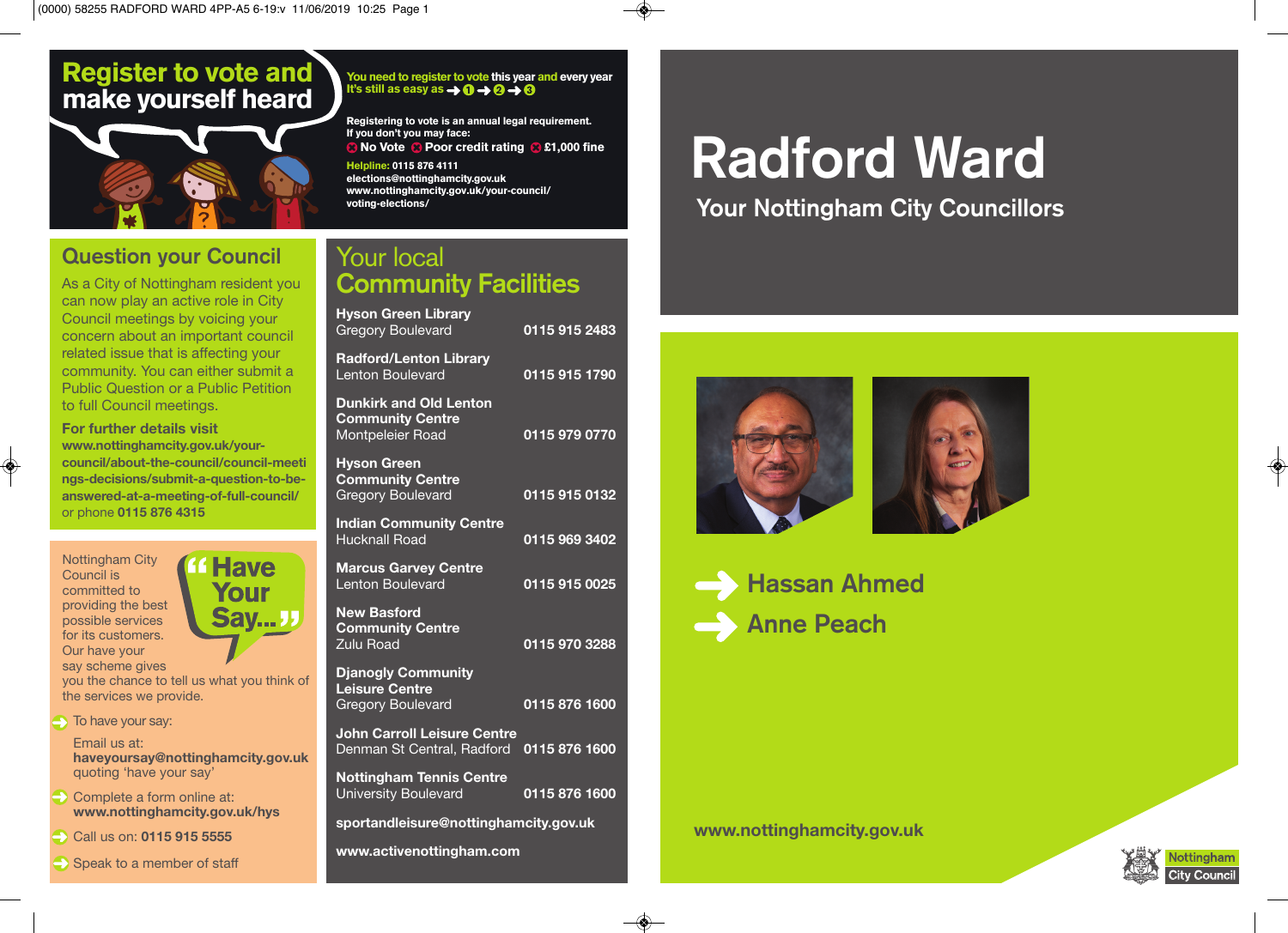# Radford Ward

## Your Nottingham City Councillors

- Hassan Ahmed
- Anne Peach

www.nottinghamcity.gov.uk

Nottingham City Council

## Register to vote and make yourself heard

You need to register to vote this year and every year

It's still as easy as → 1 → 2 → 3

Registering to vote is an annual legal requirement. If you don't you may face:

No Vote · Poor credit rating · £1,000 fine

**Helpline:** 0115 876 4111
elections@nottinghamcity.gov.uk
www.nottinghamcity.gov.uk/your-council/voting-elections/

## Question your Council

As a City of Nottingham resident you can now play an active role in City Council meetings by voicing your concern about an important council related issue that is affecting your community. You can either submit a Public Question or a Public Petition to full Council meetings.

**For further details visit**
**www.nottinghamcity.gov.uk/your-council/about-the-council/council-meetings-decisions/submit-a-question-to-be-answered-at-a-meeting-of-full-council/**
or phone **0115 876 4315**

## "Have Your Say..."

Nottingham City Council is committed to providing the best possible services for its customers. Our have your say scheme gives you the chance to tell us what you think of the services we provide.

- To have your say:

  Email us at: **haveyoursay@nottinghamcity.gov.uk** quoting 'have your say'
- Complete a form online at: **www.nottinghamcity.gov.uk/hys**
- Call us on: **0115 915 5555**
- Speak to a member of staff

## Your local Community Facilities

| Facility | Phone |
|---|---|
| **Hyson Green Library** Gregory Boulevard | 0115 915 2483 |
| **Radford/Lenton Library** Lenton Boulevard | 0115 915 1790 |
| **Dunkirk and Old Lenton Community Centre** Montpeleier Road | 0115 979 0770 |
| **Hyson Green Community Centre** Gregory Boulevard | 0115 915 0132 |
| **Indian Community Centre** Hucknall Road | 0115 969 3402 |
| **Marcus Garvey Centre** Lenton Boulevard | 0115 915 0025 |
| **New Basford Community Centre** Zulu Road | 0115 970 3288 |
| **Djanogly Community Leisure Centre** Gregory Boulevard | 0115 876 1600 |
| **John Carroll Leisure Centre** Denman St Central, Radford | 0115 876 1600 |
| **Nottingham Tennis Centre** University Boulevard | 0115 876 1600 |

**sportandleisure@nottinghamcity.gov.uk**

**www.activenottingham.com**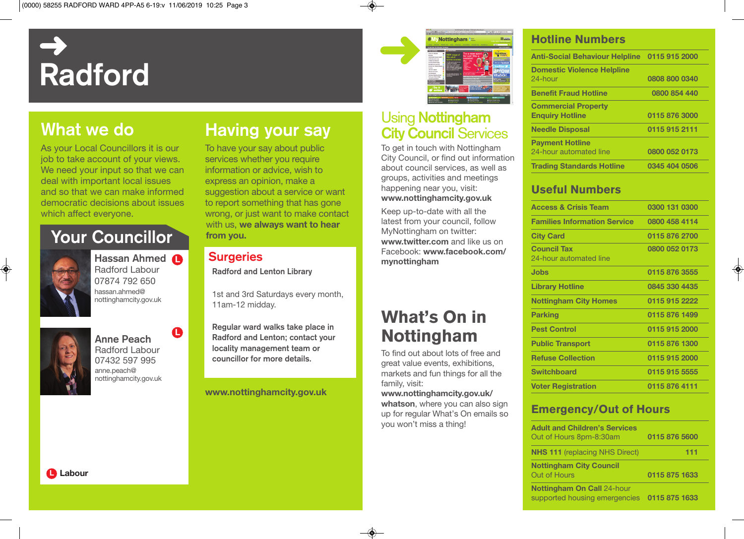# Radford

## What we do

As your Local Councillors it is our job to take account of your views. We need your input so that we can deal with important local issues and so that we can make informed democratic decisions about issues which affect everyone.

## Your Councillor

**Hassan Ahmed** (L)
Radford Labour
07874 792 650
hassan.ahmed@nottinghamcity.gov.uk

**Anne Peach** (L)
Radford Labour
07432 597 995
anne.peach@nottinghamcity.gov.uk

(L) Labour

## Having your say

To have your say about public services whether you require information or advice, wish to express an opinion, make a suggestion about a service or want to report something that has gone wrong, or just want to make contact with us, **we always want to hear from you.**

### Surgeries

**Radford and Lenton Library**

1st and 3rd Saturdays every month, 11am-12 midday.

**Regular ward walks take place in Radford and Lenton; contact your locality management team or councillor for more details.**

**www.nottinghamcity.gov.uk**

## Using Nottingham City Council Services

To get in touch with Nottingham City Council, or find out information about council services, as well as groups, activities and meetings happening near you, visit: **www.nottinghamcity.gov.uk**

Keep up-to-date with all the latest from your council, follow MyNottingham on twitter: **www.twitter.com** and like us on Facebook: **www.facebook.com/mynottingham**

## What's On in Nottingham

To find out about lots of free and great value events, exhibitions, markets and fun things for all the family, visit: **www.nottinghamcity.gov.uk/whatson**, where you can also sign up for regular What's On emails so you won't miss a thing!

## Hotline Numbers

| | |
|---|---|
| **Anti-Social Behaviour Helpline** | 0115 915 2000 |
| **Domestic Violence Helpline** 24-hour | 0808 800 0340 |
| **Benefit Fraud Hotline** | 0800 854 440 |
| **Commercial Property Enquiry Hotline** | 0115 876 3000 |
| **Needle Disposal** | 0115 915 2111 |
| **Payment Hotline** 24-hour automated line | 0800 052 0173 |
| **Trading Standards Hotline** | 0345 404 0506 |

## Useful Numbers

| | |
|---|---|
| **Access & Crisis Team** | 0300 131 0300 |
| **Families Information Service** | 0800 458 4114 |
| **City Card** | 0115 876 2700 |
| **Council Tax** 24-hour automated line | 0800 052 0173 |
| **Jobs** | 0115 876 3555 |
| **Library Hotline** | 0845 330 4435 |
| **Nottingham City Homes** | 0115 915 2222 |
| **Parking** | 0115 876 1499 |
| **Pest Control** | 0115 915 2000 |
| **Public Transport** | 0115 876 1300 |
| **Refuse Collection** | 0115 915 2000 |
| **Switchboard** | 0115 915 5555 |
| **Voter Registration** | 0115 876 4111 |

## Emergency/Out of Hours

| | |
|---|---|
| **Adult and Children's Services** Out of Hours 8pm-8:30am | 0115 876 5600 |
| **NHS 111** (replacing NHS Direct) | 111 |
| **Nottingham City Council** Out of Hours | 0115 875 1633 |
| **Nottingham On Call** 24-hour supported housing emergencies | 0115 875 1633 |